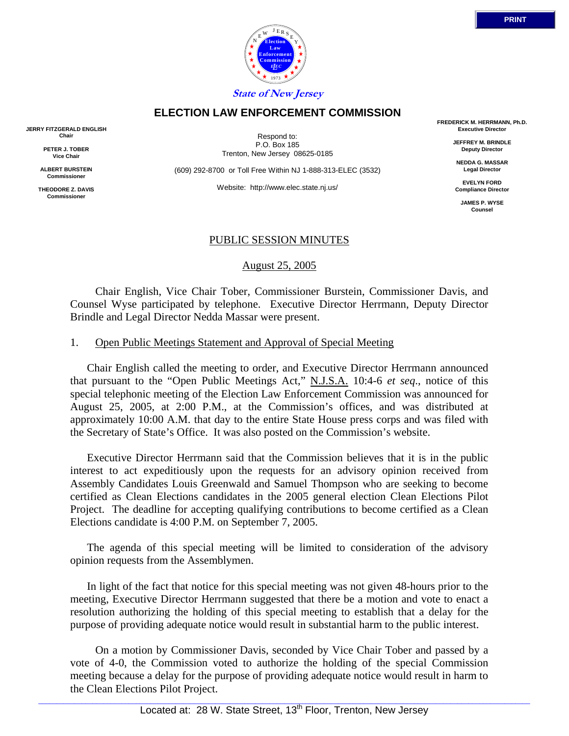**State of New Jersey**

# ELECTION LAW ENFORCEMENT COMMISSION

**JERRY FITZGERALD ENGLISH**
**Chair**

**PETER J. TOBER**
**Vice Chair**

**ALBERT BURSTEIN**
**Commissioner**

**THEODORE Z. DAVIS**
**Commissioner**

Respond to:
P.O. Box 185
Trenton, New Jersey 08625-0185

(609) 292-8700 or Toll Free Within NJ 1-888-313-ELEC (3532)

Website: http://www.elec.state.nj.us/

**FREDERICK M. HERRMANN, Ph.D.**
**Executive Director**

**JEFFREY M. BRINDLE**
**Deputy Director**

**NEDDA G. MASSAR**
**Legal Director**

**EVELYN FORD**
**Compliance Director**

**JAMES P. WYSE**
**Counsel**

## PUBLIC SESSION MINUTES

August 25, 2005

Chair English, Vice Chair Tober, Commissioner Burstein, Commissioner Davis, and Counsel Wyse participated by telephone. Executive Director Herrmann, Deputy Director Brindle and Legal Director Nedda Massar were present.

1. Open Public Meetings Statement and Approval of Special Meeting

Chair English called the meeting to order, and Executive Director Herrmann announced that pursuant to the "Open Public Meetings Act," N.J.S.A. 10:4-6 *et seq*., notice of this special telephonic meeting of the Election Law Enforcement Commission was announced for August 25, 2005, at 2:00 P.M., at the Commission's offices, and was distributed at approximately 10:00 A.M. that day to the entire State House press corps and was filed with the Secretary of State's Office. It was also posted on the Commission's website.

Executive Director Herrmann said that the Commission believes that it is in the public interest to act expeditiously upon the requests for an advisory opinion received from Assembly Candidates Louis Greenwald and Samuel Thompson who are seeking to become certified as Clean Elections candidates in the 2005 general election Clean Elections Pilot Project. The deadline for accepting qualifying contributions to become certified as a Clean Elections candidate is 4:00 P.M. on September 7, 2005.

The agenda of this special meeting will be limited to consideration of the advisory opinion requests from the Assemblymen.

In light of the fact that notice for this special meeting was not given 48-hours prior to the meeting, Executive Director Herrmann suggested that there be a motion and vote to enact a resolution authorizing the holding of this special meeting to establish that a delay for the purpose of providing adequate notice would result in substantial harm to the public interest.

On a motion by Commissioner Davis, seconded by Vice Chair Tober and passed by a vote of 4-0, the Commission voted to authorize the holding of the special Commission meeting because a delay for the purpose of providing adequate notice would result in harm to the Clean Elections Pilot Project.

Located at: 28 W. State Street, 13th Floor, Trenton, New Jersey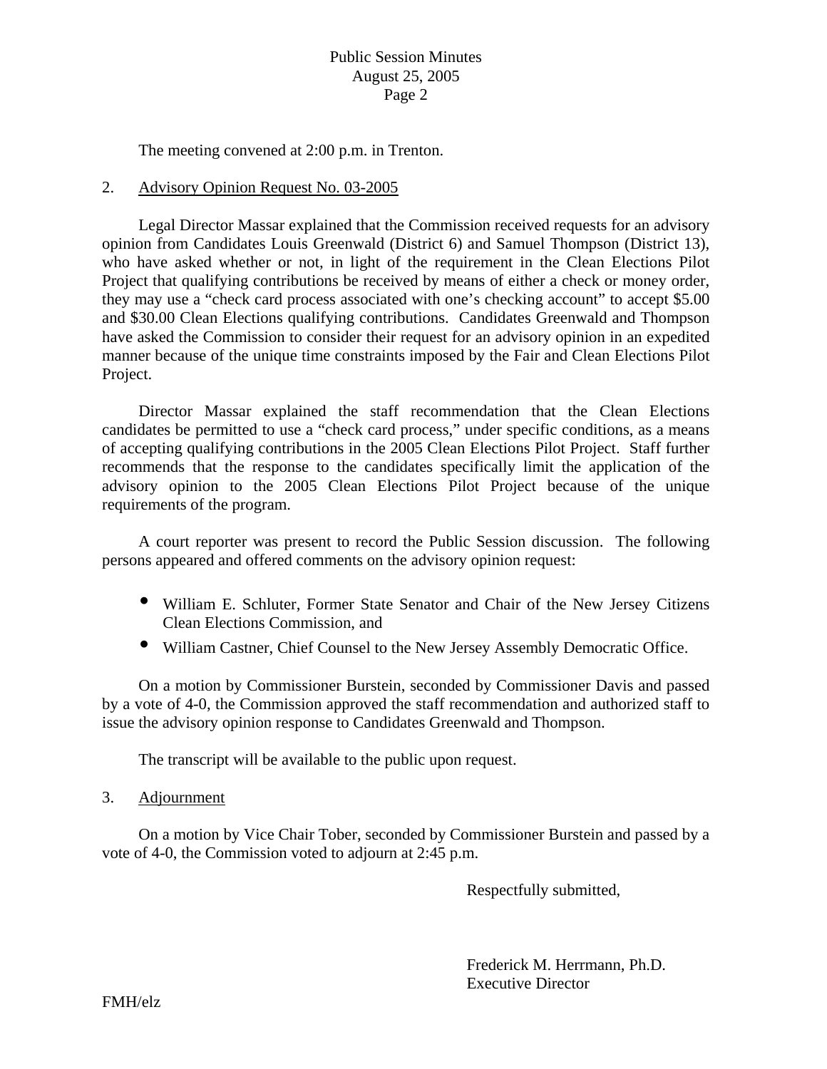The meeting convened at 2:00 p.m. in Trenton.

2. Advisory Opinion Request No. 03-2005

Legal Director Massar explained that the Commission received requests for an advisory opinion from Candidates Louis Greenwald (District 6) and Samuel Thompson (District 13), who have asked whether or not, in light of the requirement in the Clean Elections Pilot Project that qualifying contributions be received by means of either a check or money order, they may use a "check card process associated with one's checking account" to accept $5.00 and $30.00 Clean Elections qualifying contributions. Candidates Greenwald and Thompson have asked the Commission to consider their request for an advisory opinion in an expedited manner because of the unique time constraints imposed by the Fair and Clean Elections Pilot Project.

Director Massar explained the staff recommendation that the Clean Elections candidates be permitted to use a "check card process," under specific conditions, as a means of accepting qualifying contributions in the 2005 Clean Elections Pilot Project. Staff further recommends that the response to the candidates specifically limit the application of the advisory opinion to the 2005 Clean Elections Pilot Project because of the unique requirements of the program.

A court reporter was present to record the Public Session discussion. The following persons appeared and offered comments on the advisory opinion request:

- William E. Schluter, Former State Senator and Chair of the New Jersey Citizens Clean Elections Commission, and
- William Castner, Chief Counsel to the New Jersey Assembly Democratic Office.

On a motion by Commissioner Burstein, seconded by Commissioner Davis and passed by a vote of 4-0, the Commission approved the staff recommendation and authorized staff to issue the advisory opinion response to Candidates Greenwald and Thompson.

The transcript will be available to the public upon request.

3. Adjournment

On a motion by Vice Chair Tober, seconded by Commissioner Burstein and passed by a vote of 4-0, the Commission voted to adjourn at 2:45 p.m.

Respectfully submitted,

Frederick M. Herrmann, Ph.D.
Executive Director

FMH/elz